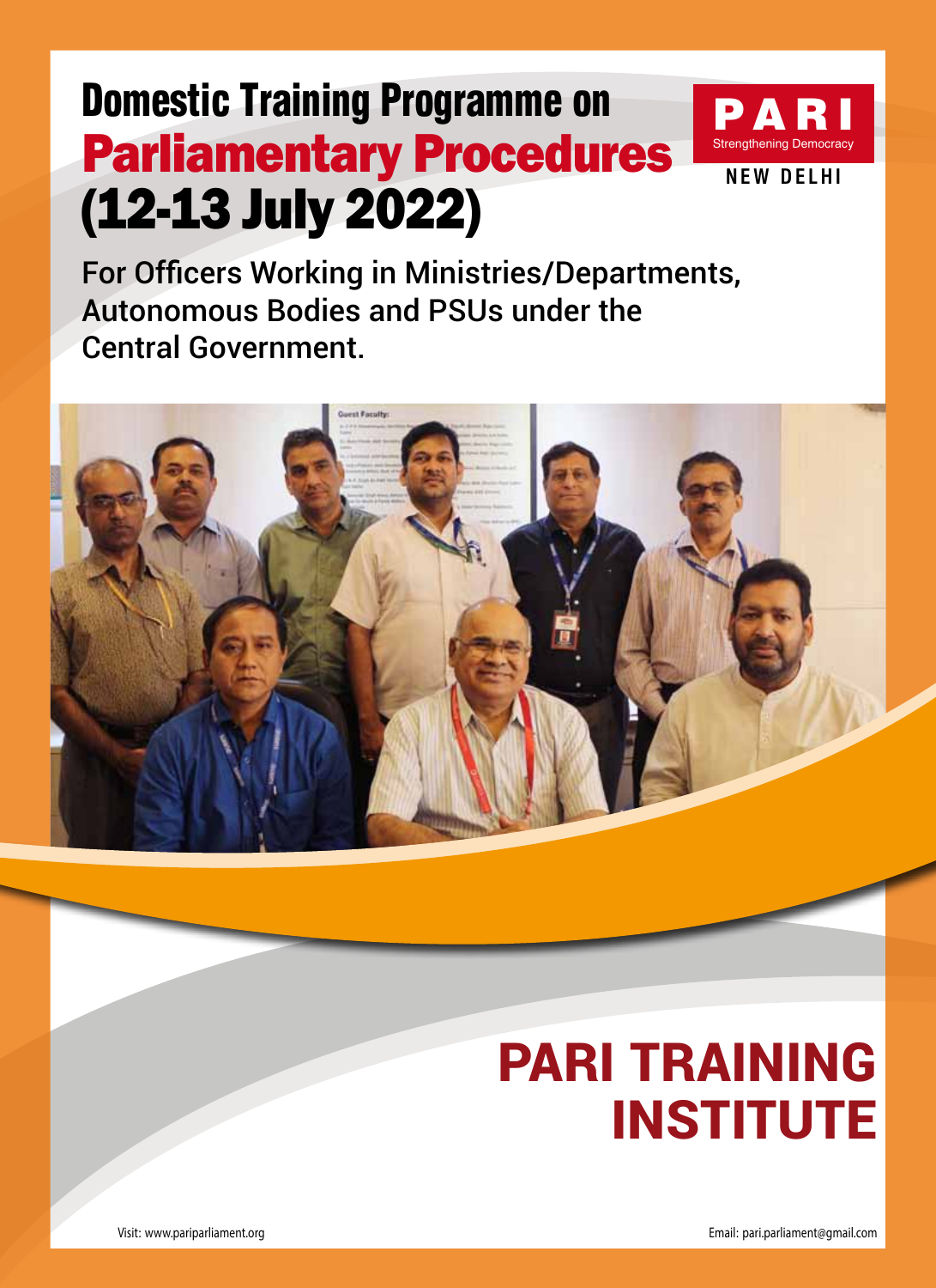# Domestic Training Programme on Parliamentary Procedures (12-13 July 2022)

**PARI**
Strengthening Democracy
**NEW DELHI**

For Officers Working in Ministries/Departments, Autonomous Bodies and PSUs under the Central Government.

## PARI TRAINING INSTITUTE

Visit: www.pariparliament.org

Email: pari.parliament@gmail.com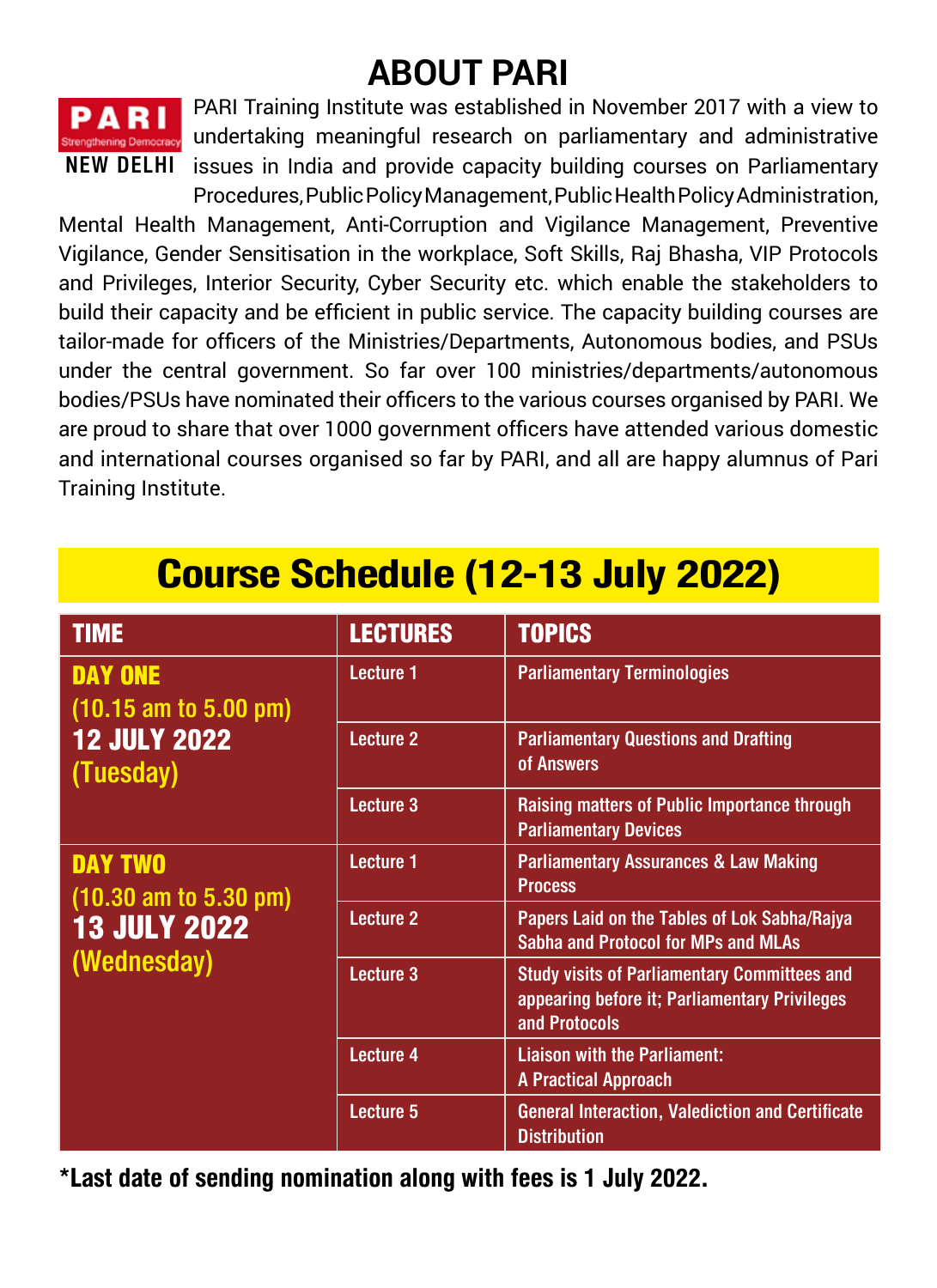# ABOUT PARI

**PARI** Strengthening Democracy **NEW DELHI**

PARI Training Institute was established in November 2017 with a view to undertaking meaningful research on parliamentary and administrative issues in India and provide capacity building courses on Parliamentary Procedures, Public Policy Management, Public Health Policy Administration, Mental Health Management, Anti-Corruption and Vigilance Management, Preventive Vigilance, Gender Sensitisation in the workplace, Soft Skills, Raj Bhasha, VIP Protocols and Privileges, Interior Security, Cyber Security etc. which enable the stakeholders to build their capacity and be efficient in public service. The capacity building courses are tailor-made for officers of the Ministries/Departments, Autonomous bodies, and PSUs under the central government. So far over 100 ministries/departments/autonomous bodies/PSUs have nominated their officers to the various courses organised by PARI. We are proud to share that over 1000 government officers have attended various domestic and international courses organised so far by PARI, and all are happy alumnus of Pari Training Institute.

## Course Schedule (12-13 July 2022)

| TIME | LECTURES | TOPICS |
|---|---|---|
| **DAY ONE** (10.15 am to 5.00 pm) **12 JULY 2022** (Tuesday) | Lecture 1 | Parliamentary Terminologies |
| | Lecture 2 | Parliamentary Questions and Drafting of Answers |
| | Lecture 3 | Raising matters of Public Importance through Parliamentary Devices |
| **DAY TWO** (10.30 am to 5.30 pm) **13 JULY 2022** (Wednesday) | Lecture 1 | Parliamentary Assurances & Law Making Process |
| | Lecture 2 | Papers Laid on the Tables of Lok Sabha/Rajya Sabha and Protocol for MPs and MLAs |
| | Lecture 3 | Study visits of Parliamentary Committees and appearing before it; Parliamentary Privileges and Protocols |
| | Lecture 4 | Liaison with the Parliament: A Practical Approach |
| | Lecture 5 | General Interaction, Valediction and Certificate Distribution |

**\*Last date of sending nomination along with fees is 1 July 2022.**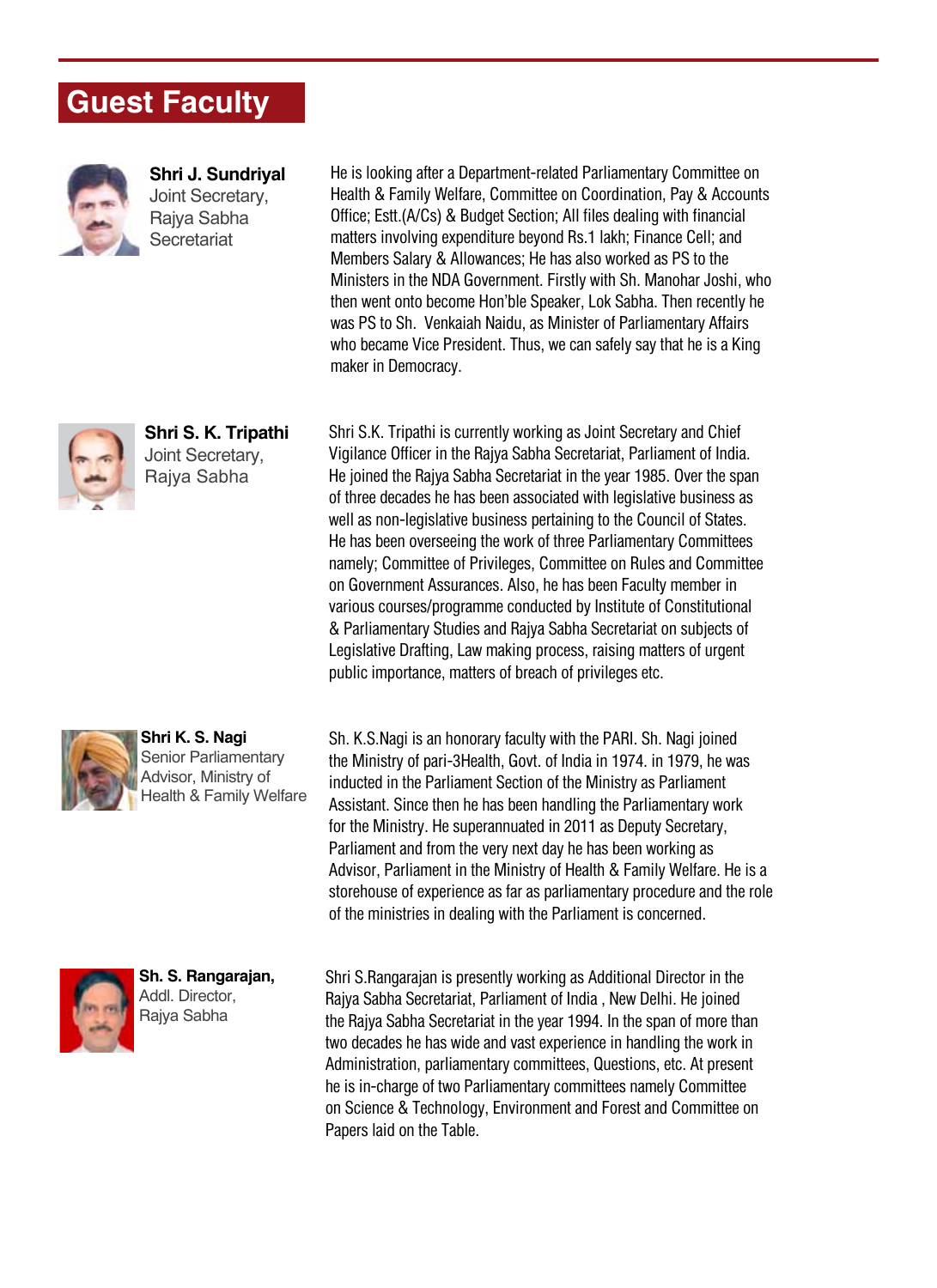# Guest Faculty

**Shri J. Sundriyal**
Joint Secretary,
Rajya Sabha
Secretariat

He is looking after a Department-related Parliamentary Committee on Health & Family Welfare, Committee on Coordination, Pay & Accounts Office; Estt.(A/Cs) & Budget Section; All files dealing with financial matters involving expenditure beyond Rs.1 lakh; Finance Cell; and Members Salary & Allowances; He has also worked as PS to the Ministers in the NDA Government. Firstly with Sh. Manohar Joshi, who then went onto become Hon'ble Speaker, Lok Sabha. Then recently he was PS to Sh. Venkaiah Naidu, as Minister of Parliamentary Affairs who became Vice President. Thus, we can safely say that he is a King maker in Democracy.

**Shri S. K. Tripathi**
Joint Secretary,
Rajya Sabha

Shri S.K. Tripathi is currently working as Joint Secretary and Chief Vigilance Officer in the Rajya Sabha Secretariat, Parliament of India. He joined the Rajya Sabha Secretariat in the year 1985. Over the span of three decades he has been associated with legislative business as well as non-legislative business pertaining to the Council of States. He has been overseeing the work of three Parliamentary Committees namely; Committee of Privileges, Committee on Rules and Committee on Government Assurances. Also, he has been Faculty member in various courses/programme conducted by Institute of Constitutional & Parliamentary Studies and Rajya Sabha Secretariat on subjects of Legislative Drafting, Law making process, raising matters of urgent public importance, matters of breach of privileges etc.

**Shri K. S. Nagi**
Senior Parliamentary
Advisor, Ministry of
Health & Family Welfare

Sh. K.S.Nagi is an honorary faculty with the PARI. Sh. Nagi joined the Ministry of pari-3Health, Govt. of India in 1974. in 1979, he was inducted in the Parliament Section of the Ministry as Parliament Assistant. Since then he has been handling the Parliamentary work for the Ministry. He superannuated in 2011 as Deputy Secretary, Parliament and from the very next day he has been working as Advisor, Parliament in the Ministry of Health & Family Welfare. He is a storehouse of experience as far as parliamentary procedure and the role of the ministries in dealing with the Parliament is concerned.

**Sh. S. Rangarajan,**
Addl. Director,
Rajya Sabha

Shri S.Rangarajan is presently working as Additional Director in the Rajya Sabha Secretariat, Parliament of India , New Delhi. He joined the Rajya Sabha Secretariat in the year 1994. In the span of more than two decades he has wide and vast experience in handling the work in Administration, parliamentary committees, Questions, etc. At present he is in-charge of two Parliamentary committees namely Committee on Science & Technology, Environment and Forest and Committee on Papers laid on the Table.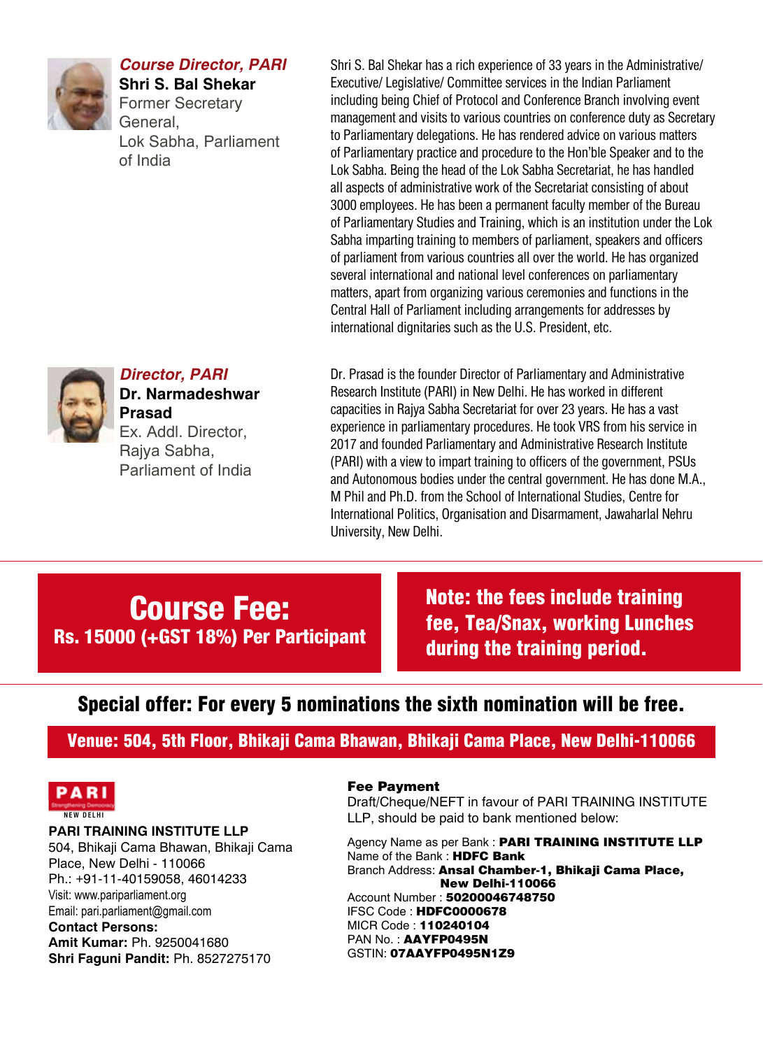***Course Director, PARI***

**Shri S. Bal Shekar**
Former Secretary General,
Lok Sabha, Parliament of India

Shri S. Bal Shekar has a rich experience of 33 years in the Administrative/ Executive/ Legislative/ Committee services in the Indian Parliament including being Chief of Protocol and Conference Branch involving event management and visits to various countries on conference duty as Secretary to Parliamentary delegations. He has rendered advice on various matters of Parliamentary practice and procedure to the Hon'ble Speaker and to the Lok Sabha. Being the head of the Lok Sabha Secretariat, he has handled all aspects of administrative work of the Secretariat consisting of about 3000 employees. He has been a permanent faculty member of the Bureau of Parliamentary Studies and Training, which is an institution under the Lok Sabha imparting training to members of parliament, speakers and officers of parliament from various countries all over the world. He has organized several international and national level conferences on parliamentary matters, apart from organizing various ceremonies and functions in the Central Hall of Parliament including arrangements for addresses by international dignitaries such as the U.S. President, etc.

***Director, PARI***

**Dr. Narmadeshwar Prasad**
Ex. Addl. Director,
Rajya Sabha,
Parliament of India

Dr. Prasad is the founder Director of Parliamentary and Administrative Research Institute (PARI) in New Delhi. He has worked in different capacities in Rajya Sabha Secretariat for over 23 years. He has a vast experience in parliamentary procedures. He took VRS from his service in 2017 and founded Parliamentary and Administrative Research Institute (PARI) with a view to impart training to officers of the government, PSUs and Autonomous bodies under the central government. He has done M.A., M Phil and Ph.D. from the School of International Studies, Centre for International Politics, Organisation and Disarmament, Jawaharlal Nehru University, New Delhi.

## Course Fee:

**Rs. 15000 (+GST 18%) Per Participant**

**Note: the fees include training fee, Tea/Snax, working Lunches during the training period.**

**Special offer: For every 5 nominations the sixth nomination will be free.**

**Venue: 504, 5th Floor, Bhikaji Cama Bhawan, Bhikaji Cama Place, New Delhi-110066**

PARI
Strengthening Democracy
NEW DELHI

**PARI TRAINING INSTITUTE LLP**
504, Bhikaji Cama Bhawan, Bhikaji Cama Place, New Delhi - 110066
Ph.: +91-11-40159058, 46014233
Visit: www.pariparliament.org
Email: pari.parliament@gmail.com
**Contact Persons:**
**Amit Kumar:** Ph. 9250041680
**Shri Faguni Pandit:** Ph. 8527275170

**Fee Payment**
Draft/Cheque/NEFT in favour of PARI TRAINING INSTITUTE LLP, should be paid to bank mentioned below:

Agency Name as per Bank : **PARI TRAINING INSTITUTE LLP**
Name of the Bank : **HDFC Bank**
Branch Address: **Ansal Chamber-1, Bhikaji Cama Place, New Delhi-110066**
Account Number : **50200046748750**
IFSC Code : **HDFC0000678**
MICR Code : **110240104**
PAN No. : **AAYFP0495N**
GSTIN: **07AAYFP0495N1Z9**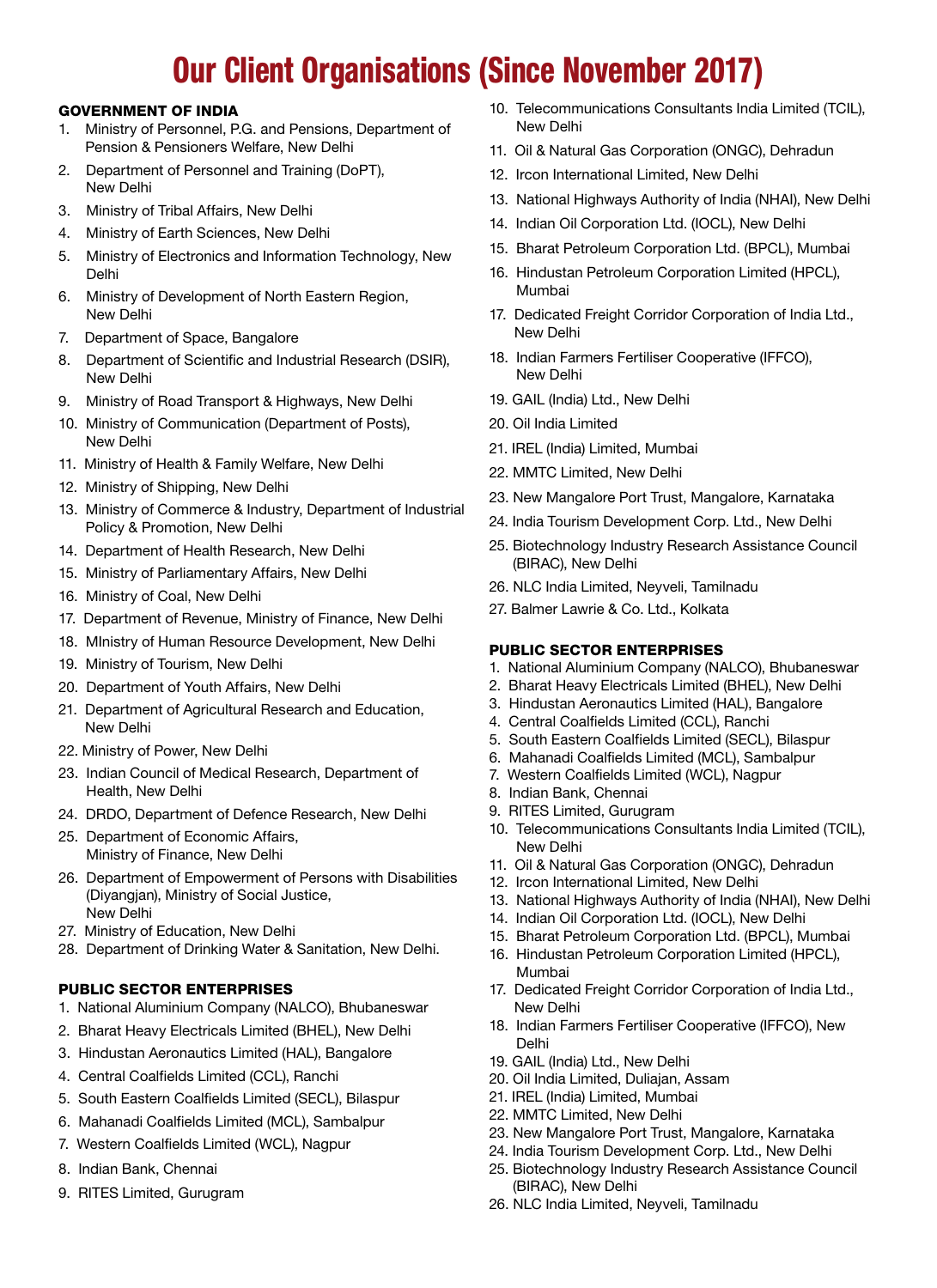# Our Client Organisations (Since November 2017)

## GOVERNMENT OF INDIA

1. Ministry of Personnel, P.G. and Pensions, Department of Pension & Pensioners Welfare, New Delhi
2. Department of Personnel and Training (DoPT), New Delhi
3. Ministry of Tribal Affairs, New Delhi
4. Ministry of Earth Sciences, New Delhi
5. Ministry of Electronics and Information Technology, New Delhi
6. Ministry of Development of North Eastern Region, New Delhi
7. Department of Space, Bangalore
8. Department of Scientific and Industrial Research (DSIR), New Delhi
9. Ministry of Road Transport & Highways, New Delhi
10. Ministry of Communication (Department of Posts), New Delhi
11. Ministry of Health & Family Welfare, New Delhi
12. Ministry of Shipping, New Delhi
13. Ministry of Commerce & Industry, Department of Industrial Policy & Promotion, New Delhi
14. Department of Health Research, New Delhi
15. Ministry of Parliamentary Affairs, New Delhi
16. Ministry of Coal, New Delhi
17. Department of Revenue, Ministry of Finance, New Delhi
18. MInistry of Human Resource Development, New Delhi
19. Ministry of Tourism, New Delhi
20. Department of Youth Affairs, New Delhi
21. Department of Agricultural Research and Education, New Delhi
22. Ministry of Power, New Delhi
23. Indian Council of Medical Research, Department of Health, New Delhi
24. DRDO, Department of Defence Research, New Delhi
25. Department of Economic Affairs, Ministry of Finance, New Delhi
26. Department of Empowerment of Persons with Disabilities (Diyangjan), Ministry of Social Justice, New Delhi
27. Ministry of Education, New Delhi
28. Department of Drinking Water & Sanitation, New Delhi.

## PUBLIC SECTOR ENTERPRISES

1. National Aluminium Company (NALCO), Bhubaneswar
2. Bharat Heavy Electricals Limited (BHEL), New Delhi
3. Hindustan Aeronautics Limited (HAL), Bangalore
4. Central Coalfields Limited (CCL), Ranchi
5. South Eastern Coalfields Limited (SECL), Bilaspur
6. Mahanadi Coalfields Limited (MCL), Sambalpur
7. Western Coalfields Limited (WCL), Nagpur
8. Indian Bank, Chennai
9. RITES Limited, Gurugram
10. Telecommunications Consultants India Limited (TCIL), New Delhi
11. Oil & Natural Gas Corporation (ONGC), Dehradun
12. Ircon International Limited, New Delhi
13. National Highways Authority of India (NHAI), New Delhi
14. Indian Oil Corporation Ltd. (IOCL), New Delhi
15. Bharat Petroleum Corporation Ltd. (BPCL), Mumbai
16. Hindustan Petroleum Corporation Limited (HPCL), Mumbai
17. Dedicated Freight Corridor Corporation of India Ltd., New Delhi
18. Indian Farmers Fertiliser Cooperative (IFFCO), New Delhi
19. GAIL (India) Ltd., New Delhi
20. Oil India Limited
21. IREL (India) Limited, Mumbai
22. MMTC Limited, New Delhi
23. New Mangalore Port Trust, Mangalore, Karnataka
24. India Tourism Development Corp. Ltd., New Delhi
25. Biotechnology Industry Research Assistance Council (BIRAC), New Delhi
26. NLC India Limited, Neyveli, Tamilnadu
27. Balmer Lawrie & Co. Ltd., Kolkata

## PUBLIC SECTOR ENTERPRISES

1. National Aluminium Company (NALCO), Bhubaneswar
2. Bharat Heavy Electricals Limited (BHEL), New Delhi
3. Hindustan Aeronautics Limited (HAL), Bangalore
4. Central Coalfields Limited (CCL), Ranchi
5. South Eastern Coalfields Limited (SECL), Bilaspur
6. Mahanadi Coalfields Limited (MCL), Sambalpur
7. Western Coalfields Limited (WCL), Nagpur
8. Indian Bank, Chennai
9. RITES Limited, Gurugram
10. Telecommunications Consultants India Limited (TCIL), New Delhi
11. Oil & Natural Gas Corporation (ONGC), Dehradun
12. Ircon International Limited, New Delhi
13. National Highways Authority of India (NHAI), New Delhi
14. Indian Oil Corporation Ltd. (IOCL), New Delhi
15. Bharat Petroleum Corporation Ltd. (BPCL), Mumbai
16. Hindustan Petroleum Corporation Limited (HPCL), Mumbai
17. Dedicated Freight Corridor Corporation of India Ltd., New Delhi
18. Indian Farmers Fertiliser Cooperative (IFFCO), New Delhi
19. GAIL (India) Ltd., New Delhi
20. Oil India Limited, Duliajan, Assam
21. IREL (India) Limited, Mumbai
22. MMTC Limited, New Delhi
23. New Mangalore Port Trust, Mangalore, Karnataka
24. India Tourism Development Corp. Ltd., New Delhi
25. Biotechnology Industry Research Assistance Council (BIRAC), New Delhi
26. NLC India Limited, Neyveli, Tamilnadu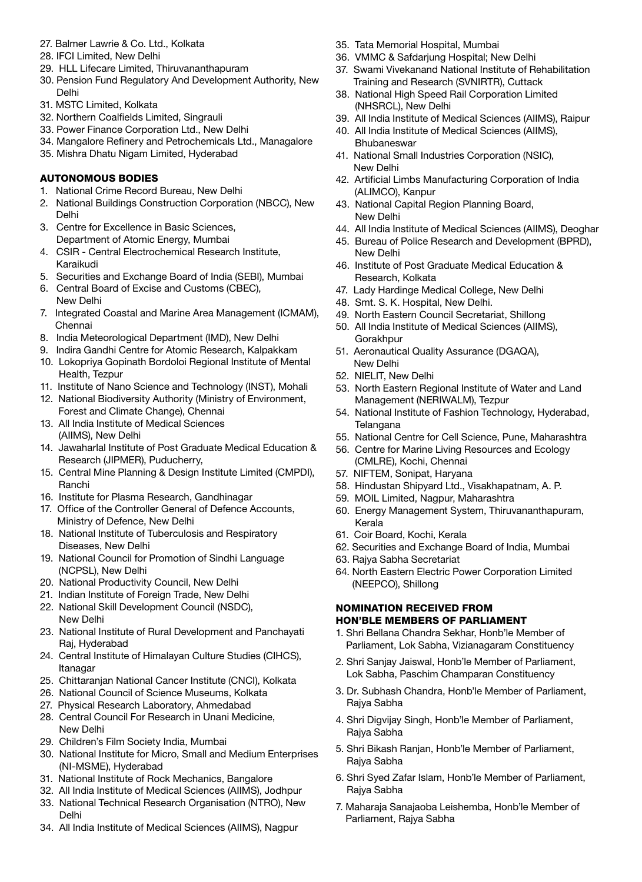27. Balmer Lawrie & Co. Ltd., Kolkata
28. IFCI Limited, New Delhi
29. HLL Lifecare Limited, Thiruvananthapuram
30. Pension Fund Regulatory And Development Authority, New Delhi
31. MSTC Limited, Kolkata
32. Northern Coalfields Limited, Singrauli
33. Power Finance Corporation Ltd., New Delhi
34. Mangalore Refinery and Petrochemicals Ltd., Managalore
35. Mishra Dhatu Nigam Limited, Hyderabad

### AUTONOMOUS BODIES

1. National Crime Record Bureau, New Delhi
2. National Buildings Construction Corporation (NBCC), New Delhi
3. Centre for Excellence in Basic Sciences, Department of Atomic Energy, Mumbai
4. CSIR - Central Electrochemical Research Institute, Karaikudi
5. Securities and Exchange Board of India (SEBI), Mumbai
6. Central Board of Excise and Customs (CBEC), New Delhi
7. Integrated Coastal and Marine Area Management (ICMAM), Chennai
8. India Meteorological Department (IMD), New Delhi
9. Indira Gandhi Centre for Atomic Research, Kalpakkam
10. Lokopriya Gopinath Bordoloi Regional Institute of Mental Health, Tezpur
11. Institute of Nano Science and Technology (INST), Mohali
12. National Biodiversity Authority (Ministry of Environment, Forest and Climate Change), Chennai
13. All India Institute of Medical Sciences (AIIMS), New Delhi
14. Jawaharlal Institute of Post Graduate Medical Education & Research (JIPMER), Puducherry,
15. Central Mine Planning & Design Institute Limited (CMPDI), Ranchi
16. Institute for Plasma Research, Gandhinagar
17. Office of the Controller General of Defence Accounts, Ministry of Defence, New Delhi
18. National Institute of Tuberculosis and Respiratory Diseases, New Delhi
19. National Council for Promotion of Sindhi Language (NCPSL), New Delhi
20. National Productivity Council, New Delhi
21. Indian Institute of Foreign Trade, New Delhi
22. National Skill Development Council (NSDC), New Delhi
23. National Institute of Rural Development and Panchayati Raj, Hyderabad
24. Central Institute of Himalayan Culture Studies (CIHCS), Itanagar
25. Chittaranjan National Cancer Institute (CNCI), Kolkata
26. National Council of Science Museums, Kolkata
27. Physical Research Laboratory, Ahmedabad
28. Central Council For Research in Unani Medicine, New Delhi
29. Children's Film Society India, Mumbai
30. National Institute for Micro, Small and Medium Enterprises (NI-MSME), Hyderabad
31. National Institute of Rock Mechanics, Bangalore
32. All India Institute of Medical Sciences (AIIMS), Jodhpur
33. National Technical Research Organisation (NTRO), New Delhi
34. All India Institute of Medical Sciences (AIIMS), Nagpur
35. Tata Memorial Hospital, Mumbai
36. VMMC & Safdarjung Hospital; New Delhi
37. Swami Vivekanand National Institute of Rehabilitation Training and Research (SVNIRTR), Cuttack
38. National High Speed Rail Corporation Limited (NHSRCL), New Delhi
39. All India Institute of Medical Sciences (AIIMS), Raipur
40. All India Institute of Medical Sciences (AIIMS), Bhubaneswar
41. National Small Industries Corporation (NSIC), New Delhi
42. Artificial Limbs Manufacturing Corporation of India (ALIMCO), Kanpur
43. National Capital Region Planning Board, New Delhi
44. All India Institute of Medical Sciences (AIIMS), Deoghar
45. Bureau of Police Research and Development (BPRD), New Delhi
46. Institute of Post Graduate Medical Education & Research, Kolkata
47. Lady Hardinge Medical College, New Delhi
48. Smt. S. K. Hospital, New Delhi.
49. North Eastern Council Secretariat, Shillong
50. All India Institute of Medical Sciences (AIIMS), Gorakhpur
51. Aeronautical Quality Assurance (DGAQA), New Delhi
52. NIELIT, New Delhi
53. North Eastern Regional Institute of Water and Land Management (NERIWALM), Tezpur
54. National Institute of Fashion Technology, Hyderabad, Telangana
55. National Centre for Cell Science, Pune, Maharashtra
56. Centre for Marine Living Resources and Ecology (CMLRE), Kochi, Chennai
57. NIFTEM, Sonipat, Haryana
58. Hindustan Shipyard Ltd., Visakhapatnam, A. P.
59. MOIL Limited, Nagpur, Maharashtra
60. Energy Management System, Thiruvananthapuram, Kerala
61. Coir Board, Kochi, Kerala
62. Securities and Exchange Board of India, Mumbai
63. Rajya Sabha Secretariat
64. North Eastern Electric Power Corporation Limited (NEEPCO), Shillong

### NOMINATION RECEIVED FROM HON'BLE MEMBERS OF PARLIAMENT

1. Shri Bellana Chandra Sekhar, Honb'le Member of Parliament, Lok Sabha, Vizianagaram Constituency
2. Shri Sanjay Jaiswal, Honb'le Member of Parliament, Lok Sabha, Paschim Champaran Constituency
3. Dr. Subhash Chandra, Honb'le Member of Parliament, Rajya Sabha
4. Shri Digvijay Singh, Honb'le Member of Parliament, Rajya Sabha
5. Shri Bikash Ranjan, Honb'le Member of Parliament, Rajya Sabha
6. Shri Syed Zafar Islam, Honb'le Member of Parliament, Rajya Sabha
7. Maharaja Sanajaoba Leishemba, Honb'le Member of Parliament, Rajya Sabha